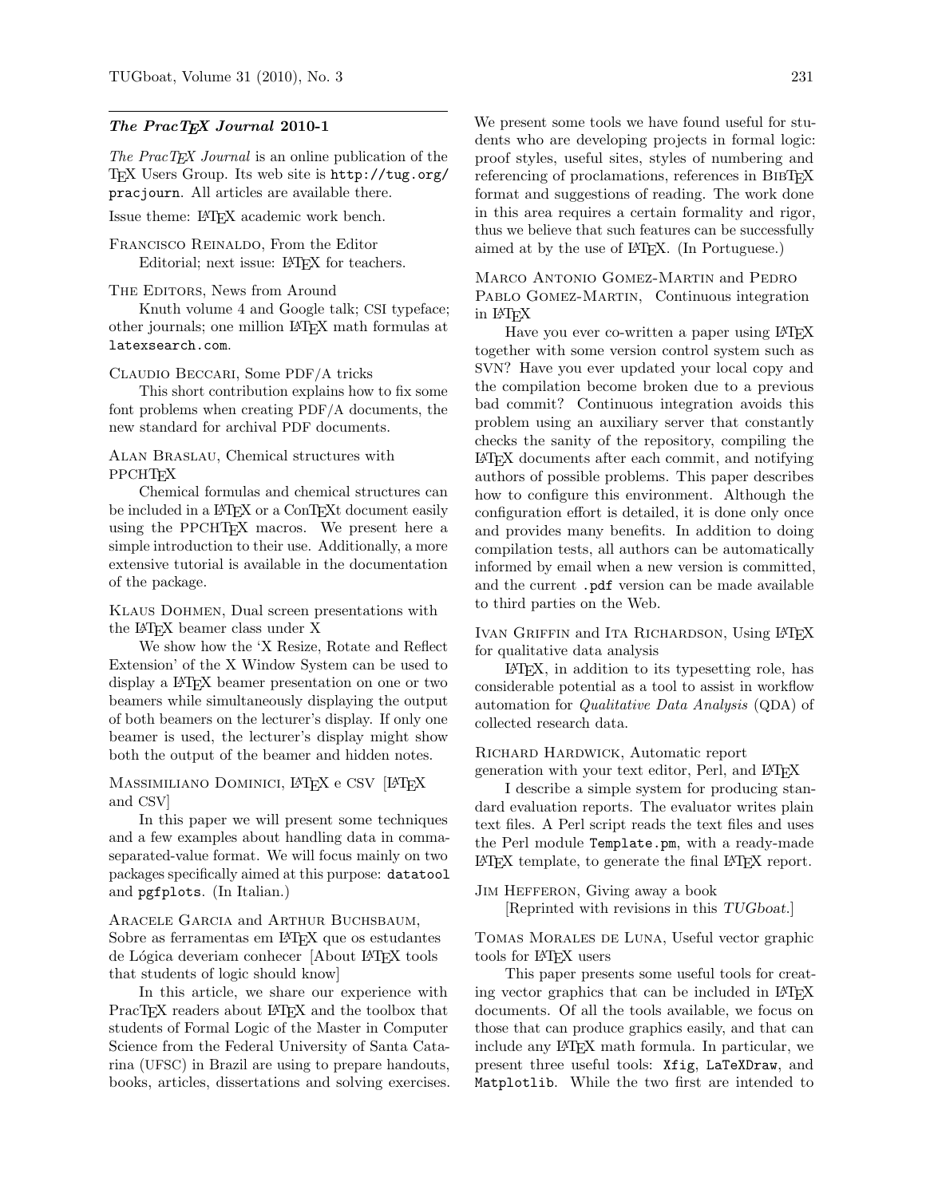## *The PracTEX Journal* 2010-1

*The PracTEX Journal* is an online publication of the TEX Users Group. Its web site is http://tug.org/pracjourn. All articles are available there.

Issue theme: LATEX academic work bench.

Francisco Reinaldo, From the Editor
Editorial; next issue: LATEX for teachers.

The Editors, News from Around
Knuth volume 4 and Google talk; CSI typeface; other journals; one million LATEX math formulas at latexsearch.com.

Claudio Beccari, Some PDF/A tricks
This short contribution explains how to fix some font problems when creating PDF/A documents, the new standard for archival PDF documents.

Alan Braslau, Chemical structures with PPCHTEX
Chemical formulas and chemical structures can be included in a LATEX or a ConTEXt document easily using the PPCHTEX macros. We present here a simple introduction to their use. Additionally, a more extensive tutorial is available in the documentation of the package.

Klaus Dohmen, Dual screen presentations with the LATEX beamer class under X
We show how the 'X Resize, Rotate and Reflect Extension' of the X Window System can be used to display a LATEX beamer presentation on one or two beamers while simultaneously displaying the output of both beamers on the lecturer's display. If only one beamer is used, the lecturer's display might show both the output of the beamer and hidden notes.

Massimiliano Dominici, LATEX e CSV [LATEX and CSV]
In this paper we will present some techniques and a few examples about handling data in comma-separated-value format. We will focus mainly on two packages specifically aimed at this purpose: datatool and pgfplots. (In Italian.)

Aracele Garcia and Arthur Buchsbaum, Sobre as ferramentas em LATEX que os estudantes de Lógica deveriam conhecer [About LATEX tools that students of logic should know]
In this article, we share our experience with PracTEX readers about LATEX and the toolbox that students of Formal Logic of the Master in Computer Science from the Federal University of Santa Catarina (UFSC) in Brazil are using to prepare handouts, books, articles, dissertations and solving exercises. We present some tools we have found useful for students who are developing projects in formal logic: proof styles, useful sites, styles of numbering and referencing of proclamations, references in BIBTEX format and suggestions of reading. The work done in this area requires a certain formality and rigor, thus we believe that such features can be successfully aimed at by the use of LATEX. (In Portuguese.)

Marco Antonio Gomez-Martin and Pedro Pablo Gomez-Martin, Continuous integration in LATEX
Have you ever co-written a paper using LATEX together with some version control system such as SVN? Have you ever updated your local copy and the compilation become broken due to a previous bad commit? Continuous integration avoids this problem using an auxiliary server that constantly checks the sanity of the repository, compiling the LATEX documents after each commit, and notifying authors of possible problems. This paper describes how to configure this environment. Although the configuration effort is detailed, it is done only once and provides many benefits. In addition to doing compilation tests, all authors can be automatically informed by email when a new version is committed, and the current .pdf version can be made available to third parties on the Web.

Ivan Griffin and Ita Richardson, Using LATEX for qualitative data analysis
LATEX, in addition to its typesetting role, has considerable potential as a tool to assist in workflow automation for *Qualitative Data Analysis* (QDA) of collected research data.

Richard Hardwick, Automatic report generation with your text editor, Perl, and LATEX
I describe a simple system for producing standard evaluation reports. The evaluator writes plain text files. A Perl script reads the text files and uses the Perl module Template.pm, with a ready-made LATEX template, to generate the final LATEX report.

Jim Hefferon, Giving away a book
[Reprinted with revisions in this *TUGboat*.]

Tomas Morales de Luna, Useful vector graphic tools for LATEX users
This paper presents some useful tools for creating vector graphics that can be included in LATEX documents. Of all the tools available, we focus on those that can produce graphics easily, and that can include any LATEX math formula. In particular, we present three useful tools: Xfig, LaTeXDraw, and Matplotlib. While the two first are intended to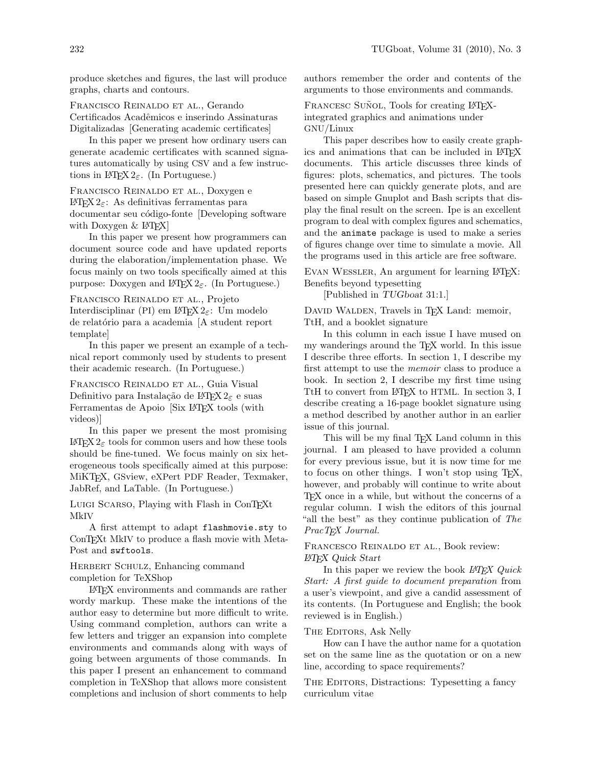produce sketches and figures, the last will produce graphs, charts and contours.

Francisco Reinaldo et al., Gerando Certificados Acadêmicos e inserindo Assinaturas Digitalizadas [Generating academic certificates]

In this paper we present how ordinary users can generate academic certificates with scanned signatures automatically by using CSV and a few instructions in LaTeX $2_\varepsilon$. (In Portuguese.)

Francisco Reinaldo et al., Doxygen e LaTeX $2_\varepsilon$: As definitivas ferramentas para documentar seu código-fonte [Developing software with Doxygen & LaTeX]

In this paper we present how programmers can document source code and have updated reports during the elaboration/implementation phase. We focus mainly on two tools specifically aimed at this purpose: Doxygen and LaTeX $2_\varepsilon$. (In Portuguese.)

Francisco Reinaldo et al., Projeto Interdisciplinar (PI) em LaTeX $2_\varepsilon$: Um modelo de relatório para a academia [A student report template]

In this paper we present an example of a technical report commonly used by students to present their academic research. (In Portuguese.)

Francisco Reinaldo et al., Guia Visual Definitivo para Instalação de LaTeX $2_\varepsilon$ e suas Ferramentas de Apoio [Six LaTeX tools (with videos)]

In this paper we present the most promising LaTeX $2_\varepsilon$ tools for common users and how these tools should be fine-tuned. We focus mainly on six heterogeneous tools specifically aimed at this purpose: MiKTeX, GSview, eXPert PDF Reader, Texmaker, JabRef, and LaTable. (In Portuguese.)

Luigi Scarso, Playing with Flash in ConTeXt MkIV

A first attempt to adapt `flashmovie.sty` to ConTeXt MkIV to produce a flash movie with MetaPost and `swftools`.

Herbert Schulz, Enhancing command completion for TeXShop

LaTeX environments and commands are rather wordy markup. These make the intentions of the author easy to determine but more difficult to write. Using command completion, authors can write a few letters and trigger an expansion into complete environments and commands along with ways of going between arguments of those commands. In this paper I present an enhancement to command completion in TeXShop that allows more consistent completions and inclusion of short comments to help authors remember the order and contents of the arguments to those environments and commands.

Francesc Suñol, Tools for creating LaTeX-integrated graphics and animations under GNU/Linux

This paper describes how to easily create graphics and animations that can be included in LaTeX documents. This article discusses three kinds of figures: plots, schematics, and pictures. The tools presented here can quickly generate plots, and are based on simple Gnuplot and Bash scripts that display the final result on the screen. Ipe is an excellent program to deal with complex figures and schematics, and the `animate` package is used to make a series of figures change over time to simulate a movie. All the programs used in this article are free software.

Evan Wessler, An argument for learning LaTeX: Benefits beyond typesetting

[Published in *TUGboat* 31:1.]

David Walden, Travels in TeX Land: memoir, TtH, and a booklet signature

In this column in each issue I have mused on my wanderings around the TeX world. In this issue I describe three efforts. In section 1, I describe my first attempt to use the *memoir* class to produce a book. In section 2, I describe my first time using TtH to convert from LaTeX to HTML. In section 3, I describe creating a 16-page booklet signature using a method described by another author in an earlier issue of this journal.

This will be my final TeX Land column in this journal. I am pleased to have provided a column for every previous issue, but it is now time for me to focus on other things. I won't stop using TeX, however, and probably will continue to write about TeX once in a while, but without the concerns of a regular column. I wish the editors of this journal "all the best" as they continue publication of *The PracTeX Journal.*

Francesco Reinaldo et al., Book review: *LaTeX Quick Start*

In this paper we review the book *LaTeX Quick Start: A first guide to document preparation* from a user's viewpoint, and give a candid assessment of its contents. (In Portuguese and English; the book reviewed is in English.)

The Editors, Ask Nelly

How can I have the author name for a quotation set on the same line as the quotation or on a new line, according to space requirements?

The Editors, Distractions: Typesetting a fancy curriculum vitae